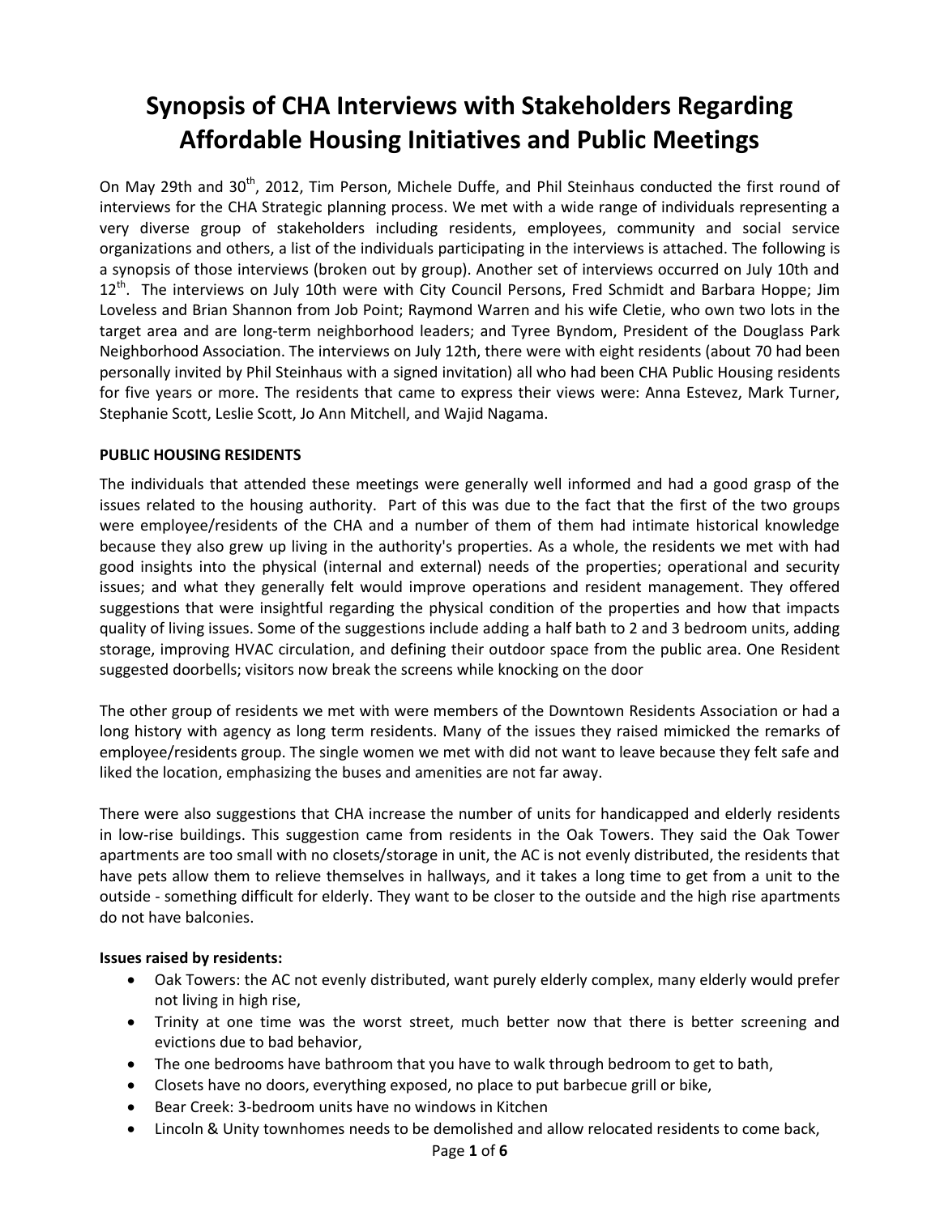# Synopsis of CHA Interviews with Stakeholders Regarding Affordable Housing Initiatives and Public Meetings

On May 29th and 30th, 2012, Tim Person, Michele Duffe, and Phil Steinhaus conducted the first round of interviews for the CHA Strategic planning process. We met with a wide range of individuals representing a very diverse group of stakeholders including residents, employees, community and social service organizations and others, a list of the individuals participating in the interviews is attached. The following is a synopsis of those interviews (broken out by group). Another set of interviews occurred on July 10th and 12th. The interviews on July 10th were with City Council Persons, Fred Schmidt and Barbara Hoppe; Jim Loveless and Brian Shannon from Job Point; Raymond Warren and his wife Cletie, who own two lots in the target area and are long-term neighborhood leaders; and Tyree Byndom, President of the Douglass Park Neighborhood Association. The interviews on July 12th, there were with eight residents (about 70 had been personally invited by Phil Steinhaus with a signed invitation) all who had been CHA Public Housing residents for five years or more. The residents that came to express their views were: Anna Estevez, Mark Turner, Stephanie Scott, Leslie Scott, Jo Ann Mitchell, and Wajid Nagama.

**PUBLIC HOUSING RESIDENTS**

The individuals that attended these meetings were generally well informed and had a good grasp of the issues related to the housing authority. Part of this was due to the fact that the first of the two groups were employee/residents of the CHA and a number of them of them had intimate historical knowledge because they also grew up living in the authority's properties. As a whole, the residents we met with had good insights into the physical (internal and external) needs of the properties; operational and security issues; and what they generally felt would improve operations and resident management. They offered suggestions that were insightful regarding the physical condition of the properties and how that impacts quality of living issues. Some of the suggestions include adding a half bath to 2 and 3 bedroom units, adding storage, improving HVAC circulation, and defining their outdoor space from the public area. One Resident suggested doorbells; visitors now break the screens while knocking on the door

The other group of residents we met with were members of the Downtown Residents Association or had a long history with agency as long term residents. Many of the issues they raised mimicked the remarks of employee/residents group. The single women we met with did not want to leave because they felt safe and liked the location, emphasizing the buses and amenities are not far away.

There were also suggestions that CHA increase the number of units for handicapped and elderly residents in low-rise buildings. This suggestion came from residents in the Oak Towers. They said the Oak Tower apartments are too small with no closets/storage in unit, the AC is not evenly distributed, the residents that have pets allow them to relieve themselves in hallways, and it takes a long time to get from a unit to the outside - something difficult for elderly. They want to be closer to the outside and the high rise apartments do not have balconies.

**Issues raised by residents:**

- Oak Towers: the AC not evenly distributed, want purely elderly complex, many elderly would prefer not living in high rise,
- Trinity at one time was the worst street, much better now that there is better screening and evictions due to bad behavior,
- The one bedrooms have bathroom that you have to walk through bedroom to get to bath,
- Closets have no doors, everything exposed, no place to put barbecue grill or bike,
- Bear Creek: 3-bedroom units have no windows in Kitchen
- Lincoln & Unity townhomes needs to be demolished and allow relocated residents to come back,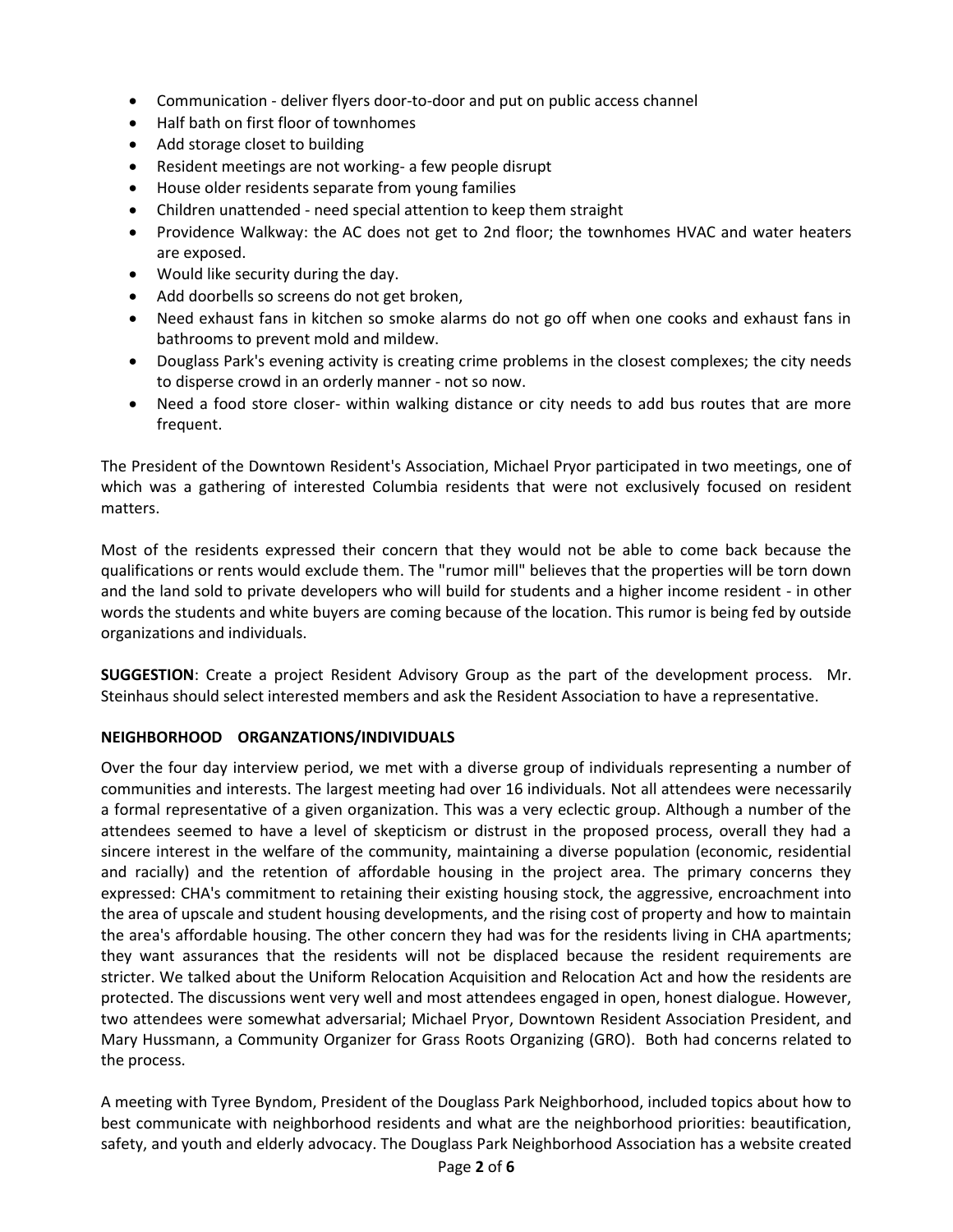- Communication - deliver flyers door-to-door and put on public access channel
- Half bath on first floor of townhomes
- Add storage closet to building
- Resident meetings are not working- a few people disrupt
- House older residents separate from young families
- Children unattended - need special attention to keep them straight
- Providence Walkway: the AC does not get to 2nd floor; the townhomes HVAC and water heaters are exposed.
- Would like security during the day.
- Add doorbells so screens do not get broken,
- Need exhaust fans in kitchen so smoke alarms do not go off when one cooks and exhaust fans in bathrooms to prevent mold and mildew.
- Douglass Park's evening activity is creating crime problems in the closest complexes; the city needs to disperse crowd in an orderly manner - not so now.
- Need a food store closer- within walking distance or city needs to add bus routes that are more frequent.

The President of the Downtown Resident's Association, Michael Pryor participated in two meetings, one of which was a gathering of interested Columbia residents that were not exclusively focused on resident matters.

Most of the residents expressed their concern that they would not be able to come back because the qualifications or rents would exclude them. The "rumor mill" believes that the properties will be torn down and the land sold to private developers who will build for students and a higher income resident - in other words the students and white buyers are coming because of the location. This rumor is being fed by outside organizations and individuals.

**SUGGESTION**: Create a project Resident Advisory Group as the part of the development process. Mr. Steinhaus should select interested members and ask the Resident Association to have a representative.

**NEIGHBORHOOD ORGANZATIONS/INDIVIDUALS**

Over the four day interview period, we met with a diverse group of individuals representing a number of communities and interests. The largest meeting had over 16 individuals. Not all attendees were necessarily a formal representative of a given organization. This was a very eclectic group. Although a number of the attendees seemed to have a level of skepticism or distrust in the proposed process, overall they had a sincere interest in the welfare of the community, maintaining a diverse population (economic, residential and racially) and the retention of affordable housing in the project area. The primary concerns they expressed: CHA's commitment to retaining their existing housing stock, the aggressive, encroachment into the area of upscale and student housing developments, and the rising cost of property and how to maintain the area's affordable housing. The other concern they had was for the residents living in CHA apartments; they want assurances that the residents will not be displaced because the resident requirements are stricter. We talked about the Uniform Relocation Acquisition and Relocation Act and how the residents are protected. The discussions went very well and most attendees engaged in open, honest dialogue. However, two attendees were somewhat adversarial; Michael Pryor, Downtown Resident Association President, and Mary Hussmann, a Community Organizer for Grass Roots Organizing (GRO). Both had concerns related to the process.

A meeting with Tyree Byndom, President of the Douglass Park Neighborhood, included topics about how to best communicate with neighborhood residents and what are the neighborhood priorities: beautification, safety, and youth and elderly advocacy. The Douglass Park Neighborhood Association has a website created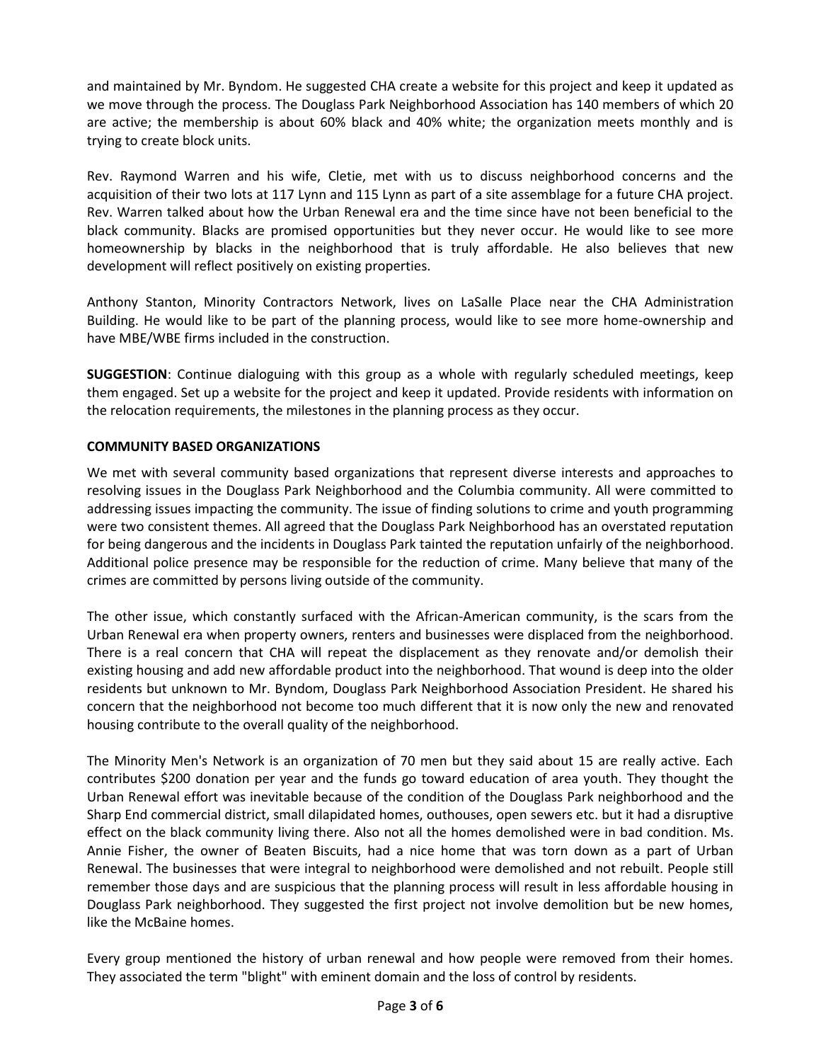and maintained by Mr. Byndom. He suggested CHA create a website for this project and keep it updated as we move through the process. The Douglass Park Neighborhood Association has 140 members of which 20 are active; the membership is about 60% black and 40% white; the organization meets monthly and is trying to create block units.

Rev. Raymond Warren and his wife, Cletie, met with us to discuss neighborhood concerns and the acquisition of their two lots at 117 Lynn and 115 Lynn as part of a site assemblage for a future CHA project. Rev. Warren talked about how the Urban Renewal era and the time since have not been beneficial to the black community. Blacks are promised opportunities but they never occur. He would like to see more homeownership by blacks in the neighborhood that is truly affordable. He also believes that new development will reflect positively on existing properties.

Anthony Stanton, Minority Contractors Network, lives on LaSalle Place near the CHA Administration Building. He would like to be part of the planning process, would like to see more home-ownership and have MBE/WBE firms included in the construction.

**SUGGESTION**: Continue dialoguing with this group as a whole with regularly scheduled meetings, keep them engaged. Set up a website for the project and keep it updated. Provide residents with information on the relocation requirements, the milestones in the planning process as they occur.

**COMMUNITY BASED ORGANIZATIONS**

We met with several community based organizations that represent diverse interests and approaches to resolving issues in the Douglass Park Neighborhood and the Columbia community. All were committed to addressing issues impacting the community. The issue of finding solutions to crime and youth programming were two consistent themes. All agreed that the Douglass Park Neighborhood has an overstated reputation for being dangerous and the incidents in Douglass Park tainted the reputation unfairly of the neighborhood. Additional police presence may be responsible for the reduction of crime. Many believe that many of the crimes are committed by persons living outside of the community.

The other issue, which constantly surfaced with the African-American community, is the scars from the Urban Renewal era when property owners, renters and businesses were displaced from the neighborhood. There is a real concern that CHA will repeat the displacement as they renovate and/or demolish their existing housing and add new affordable product into the neighborhood. That wound is deep into the older residents but unknown to Mr. Byndom, Douglass Park Neighborhood Association President. He shared his concern that the neighborhood not become too much different that it is now only the new and renovated housing contribute to the overall quality of the neighborhood.

The Minority Men's Network is an organization of 70 men but they said about 15 are really active. Each contributes $200 donation per year and the funds go toward education of area youth. They thought the Urban Renewal effort was inevitable because of the condition of the Douglass Park neighborhood and the Sharp End commercial district, small dilapidated homes, outhouses, open sewers etc. but it had a disruptive effect on the black community living there. Also not all the homes demolished were in bad condition. Ms. Annie Fisher, the owner of Beaten Biscuits, had a nice home that was torn down as a part of Urban Renewal. The businesses that were integral to neighborhood were demolished and not rebuilt. People still remember those days and are suspicious that the planning process will result in less affordable housing in Douglass Park neighborhood. They suggested the first project not involve demolition but be new homes, like the McBaine homes.

Every group mentioned the history of urban renewal and how people were removed from their homes. They associated the term "blight" with eminent domain and the loss of control by residents.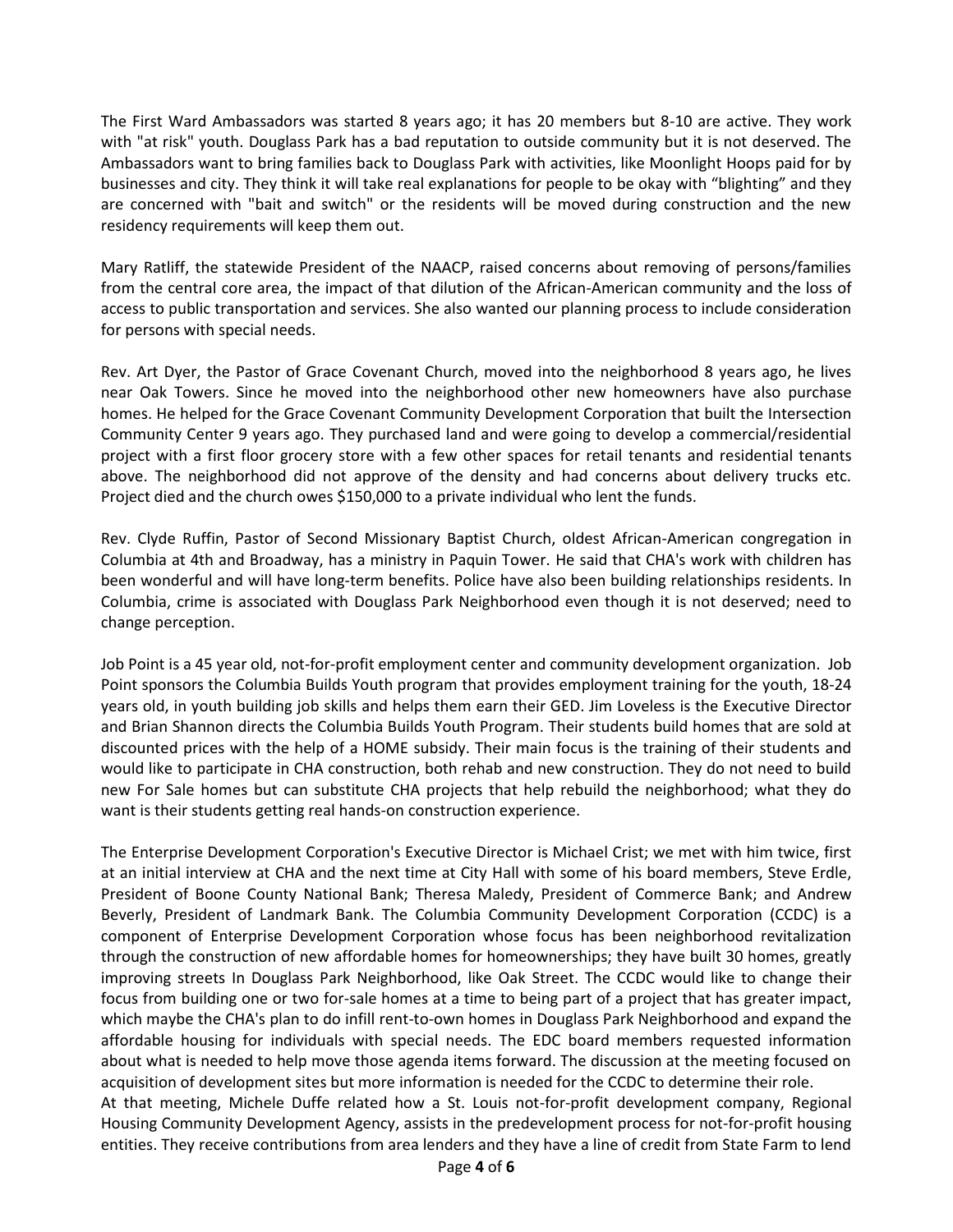The First Ward Ambassadors was started 8 years ago; it has 20 members but 8-10 are active. They work with "at risk" youth. Douglass Park has a bad reputation to outside community but it is not deserved. The Ambassadors want to bring families back to Douglass Park with activities, like Moonlight Hoops paid for by businesses and city. They think it will take real explanations for people to be okay with “blighting” and they are concerned with "bait and switch" or the residents will be moved during construction and the new residency requirements will keep them out.

Mary Ratliff, the statewide President of the NAACP, raised concerns about removing of persons/families from the central core area, the impact of that dilution of the African-American community and the loss of access to public transportation and services. She also wanted our planning process to include consideration for persons with special needs.

Rev. Art Dyer, the Pastor of Grace Covenant Church, moved into the neighborhood 8 years ago, he lives near Oak Towers. Since he moved into the neighborhood other new homeowners have also purchase homes. He helped for the Grace Covenant Community Development Corporation that built the Intersection Community Center 9 years ago. They purchased land and were going to develop a commercial/residential project with a first floor grocery store with a few other spaces for retail tenants and residential tenants above. The neighborhood did not approve of the density and had concerns about delivery trucks etc. Project died and the church owes $150,000 to a private individual who lent the funds.

Rev. Clyde Ruffin, Pastor of Second Missionary Baptist Church, oldest African-American congregation in Columbia at 4th and Broadway, has a ministry in Paquin Tower. He said that CHA's work with children has been wonderful and will have long-term benefits. Police have also been building relationships residents. In Columbia, crime is associated with Douglass Park Neighborhood even though it is not deserved; need to change perception.

Job Point is a 45 year old, not-for-profit employment center and community development organization. Job Point sponsors the Columbia Builds Youth program that provides employment training for the youth, 18-24 years old, in youth building job skills and helps them earn their GED. Jim Loveless is the Executive Director and Brian Shannon directs the Columbia Builds Youth Program. Their students build homes that are sold at discounted prices with the help of a HOME subsidy. Their main focus is the training of their students and would like to participate in CHA construction, both rehab and new construction. They do not need to build new For Sale homes but can substitute CHA projects that help rebuild the neighborhood; what they do want is their students getting real hands-on construction experience.

The Enterprise Development Corporation's Executive Director is Michael Crist; we met with him twice, first at an initial interview at CHA and the next time at City Hall with some of his board members, Steve Erdle, President of Boone County National Bank; Theresa Maledy, President of Commerce Bank; and Andrew Beverly, President of Landmark Bank. The Columbia Community Development Corporation (CCDC) is a component of Enterprise Development Corporation whose focus has been neighborhood revitalization through the construction of new affordable homes for homeownerships; they have built 30 homes, greatly improving streets In Douglass Park Neighborhood, like Oak Street. The CCDC would like to change their focus from building one or two for-sale homes at a time to being part of a project that has greater impact, which maybe the CHA's plan to do infill rent-to-own homes in Douglass Park Neighborhood and expand the affordable housing for individuals with special needs. The EDC board members requested information about what is needed to help move those agenda items forward. The discussion at the meeting focused on acquisition of development sites but more information is needed for the CCDC to determine their role.
At that meeting, Michele Duffe related how a St. Louis not-for-profit development company, Regional Housing Community Development Agency, assists in the predevelopment process for not-for-profit housing entities. They receive contributions from area lenders and they have a line of credit from State Farm to lend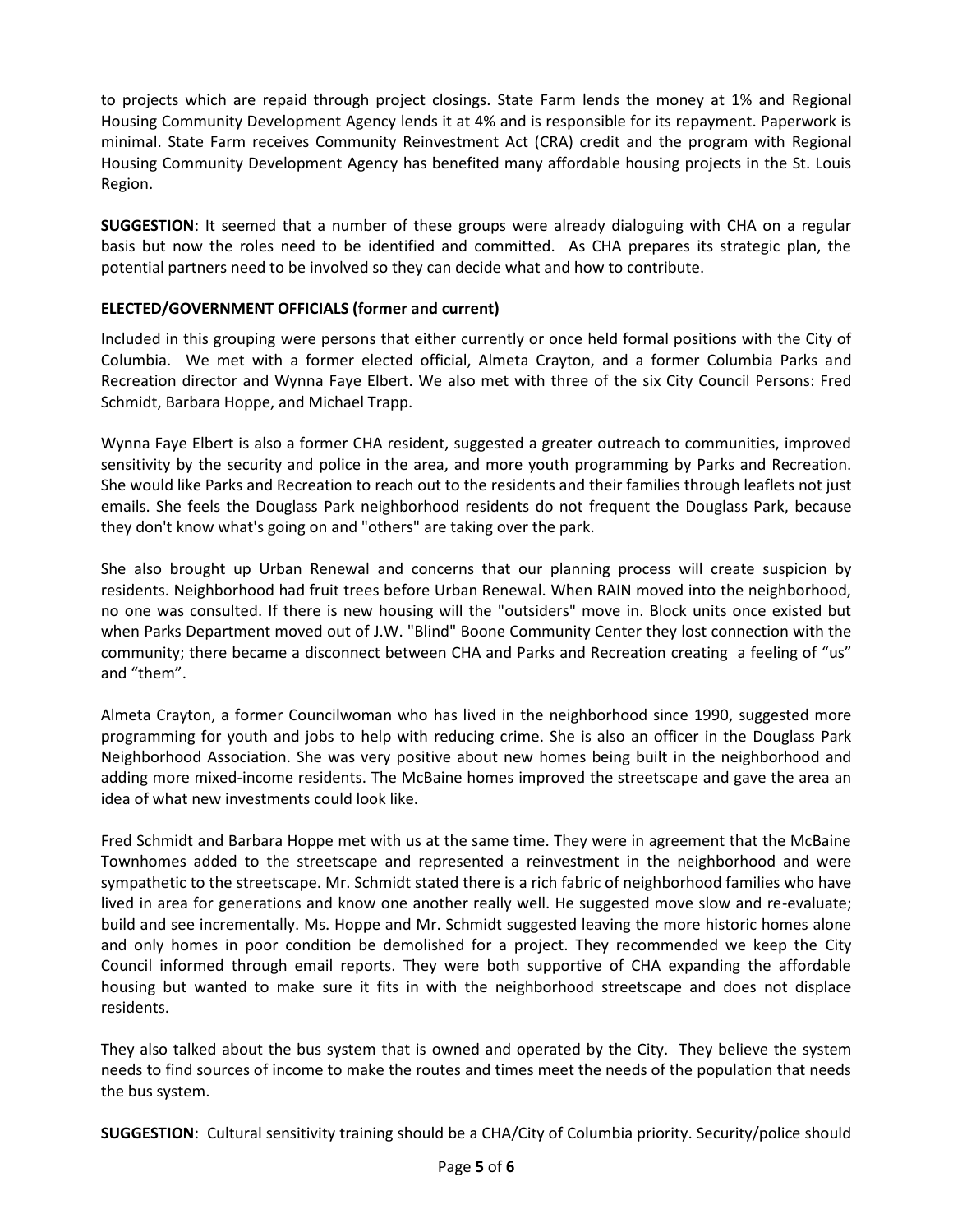to projects which are repaid through project closings. State Farm lends the money at 1% and Regional Housing Community Development Agency lends it at 4% and is responsible for its repayment. Paperwork is minimal. State Farm receives Community Reinvestment Act (CRA) credit and the program with Regional Housing Community Development Agency has benefited many affordable housing projects in the St. Louis Region.

**SUGGESTION**: It seemed that a number of these groups were already dialoguing with CHA on a regular basis but now the roles need to be identified and committed. As CHA prepares its strategic plan, the potential partners need to be involved so they can decide what and how to contribute.

**ELECTED/GOVERNMENT OFFICIALS (former and current)**

Included in this grouping were persons that either currently or once held formal positions with the City of Columbia. We met with a former elected official, Almeta Crayton, and a former Columbia Parks and Recreation director and Wynna Faye Elbert. We also met with three of the six City Council Persons: Fred Schmidt, Barbara Hoppe, and Michael Trapp.

Wynna Faye Elbert is also a former CHA resident, suggested a greater outreach to communities, improved sensitivity by the security and police in the area, and more youth programming by Parks and Recreation. She would like Parks and Recreation to reach out to the residents and their families through leaflets not just emails. She feels the Douglass Park neighborhood residents do not frequent the Douglass Park, because they don't know what's going on and "others" are taking over the park.

She also brought up Urban Renewal and concerns that our planning process will create suspicion by residents. Neighborhood had fruit trees before Urban Renewal. When RAIN moved into the neighborhood, no one was consulted. If there is new housing will the "outsiders" move in. Block units once existed but when Parks Department moved out of J.W. "Blind" Boone Community Center they lost connection with the community; there became a disconnect between CHA and Parks and Recreation creating a feeling of “us” and “them”.

Almeta Crayton, a former Councilwoman who has lived in the neighborhood since 1990, suggested more programming for youth and jobs to help with reducing crime. She is also an officer in the Douglass Park Neighborhood Association. She was very positive about new homes being built in the neighborhood and adding more mixed-income residents. The McBaine homes improved the streetscape and gave the area an idea of what new investments could look like.

Fred Schmidt and Barbara Hoppe met with us at the same time. They were in agreement that the McBaine Townhomes added to the streetscape and represented a reinvestment in the neighborhood and were sympathetic to the streetscape. Mr. Schmidt stated there is a rich fabric of neighborhood families who have lived in area for generations and know one another really well. He suggested move slow and re-evaluate; build and see incrementally. Ms. Hoppe and Mr. Schmidt suggested leaving the more historic homes alone and only homes in poor condition be demolished for a project. They recommended we keep the City Council informed through email reports. They were both supportive of CHA expanding the affordable housing but wanted to make sure it fits in with the neighborhood streetscape and does not displace residents.

They also talked about the bus system that is owned and operated by the City. They believe the system needs to find sources of income to make the routes and times meet the needs of the population that needs the bus system.

**SUGGESTION**: Cultural sensitivity training should be a CHA/City of Columbia priority. Security/police should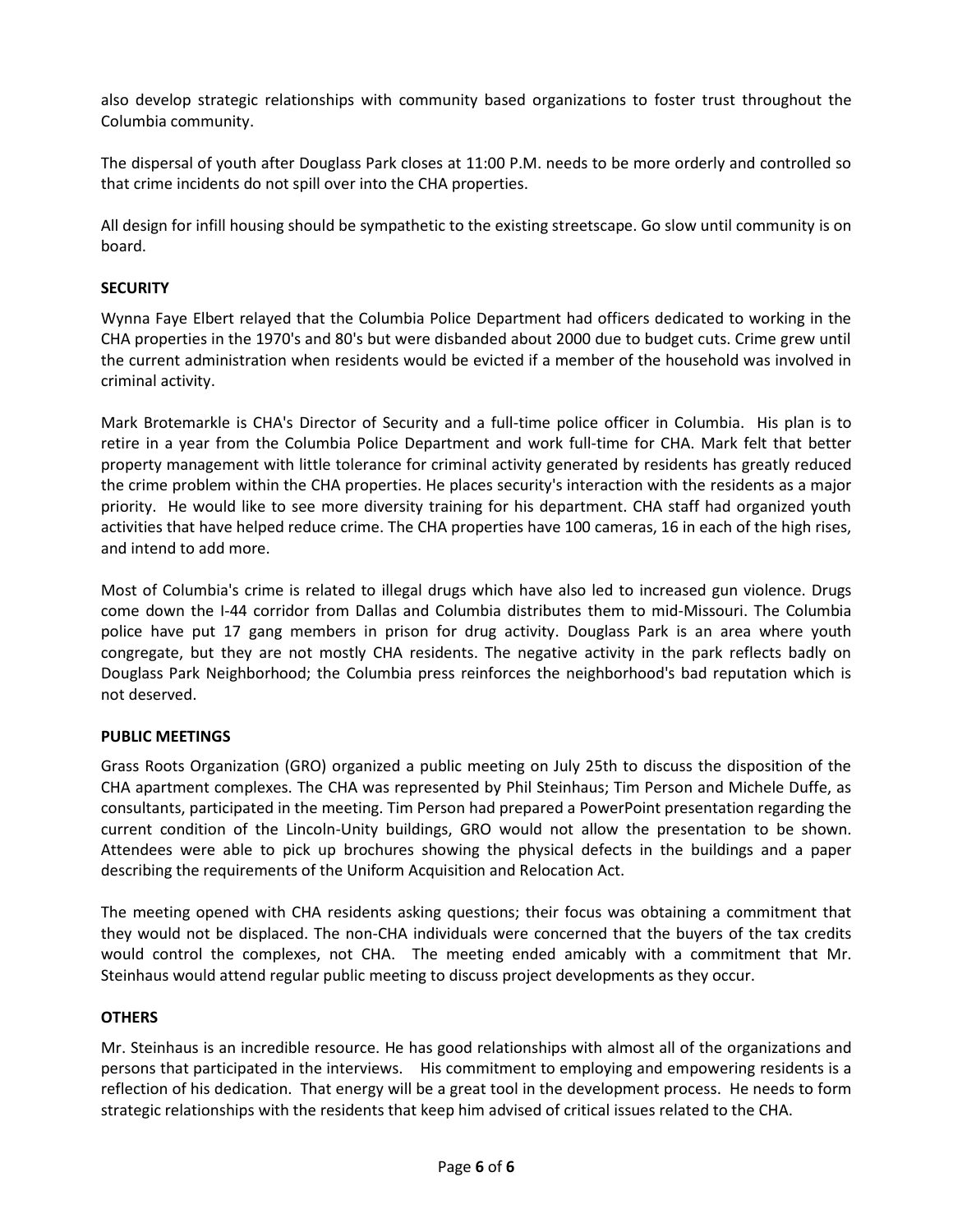also develop strategic relationships with community based organizations to foster trust throughout the Columbia community.

The dispersal of youth after Douglass Park closes at 11:00 P.M. needs to be more orderly and controlled so that crime incidents do not spill over into the CHA properties.

All design for infill housing should be sympathetic to the existing streetscape. Go slow until community is on board.

**SECURITY**

Wynna Faye Elbert relayed that the Columbia Police Department had officers dedicated to working in the CHA properties in the 1970's and 80's but were disbanded about 2000 due to budget cuts. Crime grew until the current administration when residents would be evicted if a member of the household was involved in criminal activity.

Mark Brotemarkle is CHA's Director of Security and a full-time police officer in Columbia. His plan is to retire in a year from the Columbia Police Department and work full-time for CHA. Mark felt that better property management with little tolerance for criminal activity generated by residents has greatly reduced the crime problem within the CHA properties. He places security's interaction with the residents as a major priority. He would like to see more diversity training for his department. CHA staff had organized youth activities that have helped reduce crime. The CHA properties have 100 cameras, 16 in each of the high rises, and intend to add more.

Most of Columbia's crime is related to illegal drugs which have also led to increased gun violence. Drugs come down the I-44 corridor from Dallas and Columbia distributes them to mid-Missouri. The Columbia police have put 17 gang members in prison for drug activity. Douglass Park is an area where youth congregate, but they are not mostly CHA residents. The negative activity in the park reflects badly on Douglass Park Neighborhood; the Columbia press reinforces the neighborhood's bad reputation which is not deserved.

**PUBLIC MEETINGS**

Grass Roots Organization (GRO) organized a public meeting on July 25th to discuss the disposition of the CHA apartment complexes. The CHA was represented by Phil Steinhaus; Tim Person and Michele Duffe, as consultants, participated in the meeting. Tim Person had prepared a PowerPoint presentation regarding the current condition of the Lincoln-Unity buildings, GRO would not allow the presentation to be shown. Attendees were able to pick up brochures showing the physical defects in the buildings and a paper describing the requirements of the Uniform Acquisition and Relocation Act.

The meeting opened with CHA residents asking questions; their focus was obtaining a commitment that they would not be displaced. The non-CHA individuals were concerned that the buyers of the tax credits would control the complexes, not CHA. The meeting ended amicably with a commitment that Mr. Steinhaus would attend regular public meeting to discuss project developments as they occur.

**OTHERS**

Mr. Steinhaus is an incredible resource. He has good relationships with almost all of the organizations and persons that participated in the interviews. His commitment to employing and empowering residents is a reflection of his dedication. That energy will be a great tool in the development process. He needs to form strategic relationships with the residents that keep him advised of critical issues related to the CHA.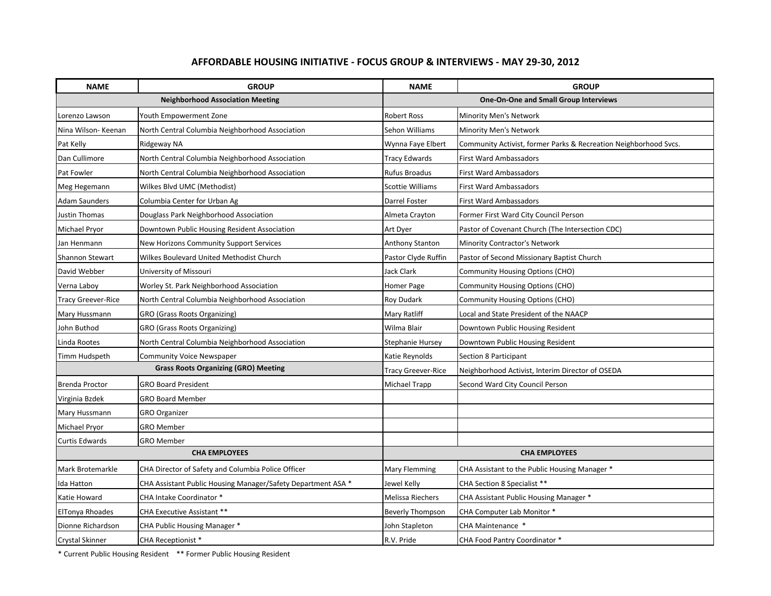## AFFORDABLE HOUSING INITIATIVE - FOCUS GROUP & INTERVIEWS - MAY 29-30, 2012

| NAME | GROUP | NAME | GROUP |
|---|---|---|---|
| **Neighborhood Association Meeting** | | **One-On-One and Small Group Interviews** | |
| Lorenzo Lawson | Youth Empowerment Zone | Robert Ross | Minority Men's Network |
| Nina Wilson- Keenan | North Central Columbia Neighborhood Association | Sehon Williams | Minority Men's Network |
| Pat Kelly | Ridgeway NA | Wynna Faye Elbert | Community Activist, former Parks & Recreation Neighborhood Svcs. |
| Dan Cullimore | North Central Columbia Neighborhood Association | Tracy Edwards | First Ward Ambassadors |
| Pat Fowler | North Central Columbia Neighborhood Association | Rufus Broadus | First Ward Ambassadors |
| Meg Hegemann | Wilkes Blvd UMC (Methodist) | Scottie Williams | First Ward Ambassadors |
| Adam Saunders | Columbia Center for Urban Ag | Darrel Foster | First Ward Ambassadors |
| Justin Thomas | Douglass Park Neighborhood Association | Almeta Crayton | Former First Ward City Council Person |
| Michael Pryor | Downtown Public Housing Resident Association | Art Dyer | Pastor of Covenant Church (The Intersection CDC) |
| Jan Henmann | New Horizons Community Support Services | Anthony Stanton | Minority Contractor's Network |
| Shannon Stewart | Wilkes Boulevard United Methodist Church | Pastor Clyde Ruffin | Pastor of Second Missionary Baptist Church |
| David Webber | University of Missouri | Jack Clark | Community Housing Options (CHO) |
| Verna Laboy | Worley St. Park Neighborhood Association | Homer Page | Community Housing Options (CHO) |
| Tracy Greever-Rice | North Central Columbia Neighborhood Association | Roy Dudark | Community Housing Options (CHO) |
| Mary Hussmann | GRO (Grass Roots Organizing) | Mary Ratliff | Local and State President of the NAACP |
| John Buthod | GRO (Grass Roots Organizing) | Wilma Blair | Downtown Public Housing Resident |
| Linda Rootes | North Central Columbia Neighborhood Association | Stephanie Hursey | Downtown Public Housing Resident |
| Timm Hudspeth | Community Voice Newspaper | Katie Reynolds | Section 8 Participant |
| **Grass Roots Organizing (GRO) Meeting** | | Tracy Greever-Rice | Neighborhood Activist, Interim Director of OSEDA |
| Brenda Proctor | GRO Board President | Michael Trapp | Second Ward City Council Person |
| Virginia Bzdek | GRO Board Member | | |
| Mary Hussmann | GRO Organizer | | |
| Michael Pryor | GRO Member | | |
| Curtis Edwards | GRO Member | | |
| **CHA EMPLOYEES** | | **CHA EMPLOYEES** | |
| Mark Brotemarkle | CHA Director of Safety and Columbia Police Officer | Mary Flemming | CHA Assistant to the Public Housing Manager * |
| Ida Hatton | CHA Assistant Public Housing Manager/Safety Department ASA * | Jewel Kelly | CHA Section 8 Specialist ** |
| Katie Howard | CHA Intake Coordinator * | Melissa Riechers | CHA Assistant Public Housing Manager * |
| ElTonya Rhoades | CHA Executive Assistant ** | Beverly Thompson | CHA Computer Lab Monitor * |
| Dionne Richardson | CHA Public Housing Manager * | John Stapleton | CHA Maintenance * |
| Crystal Skinner | CHA Receptionist * | R.V. Pride | CHA Food Pantry Coordinator * |

\* Current Public Housing Resident  ** Former Public Housing Resident